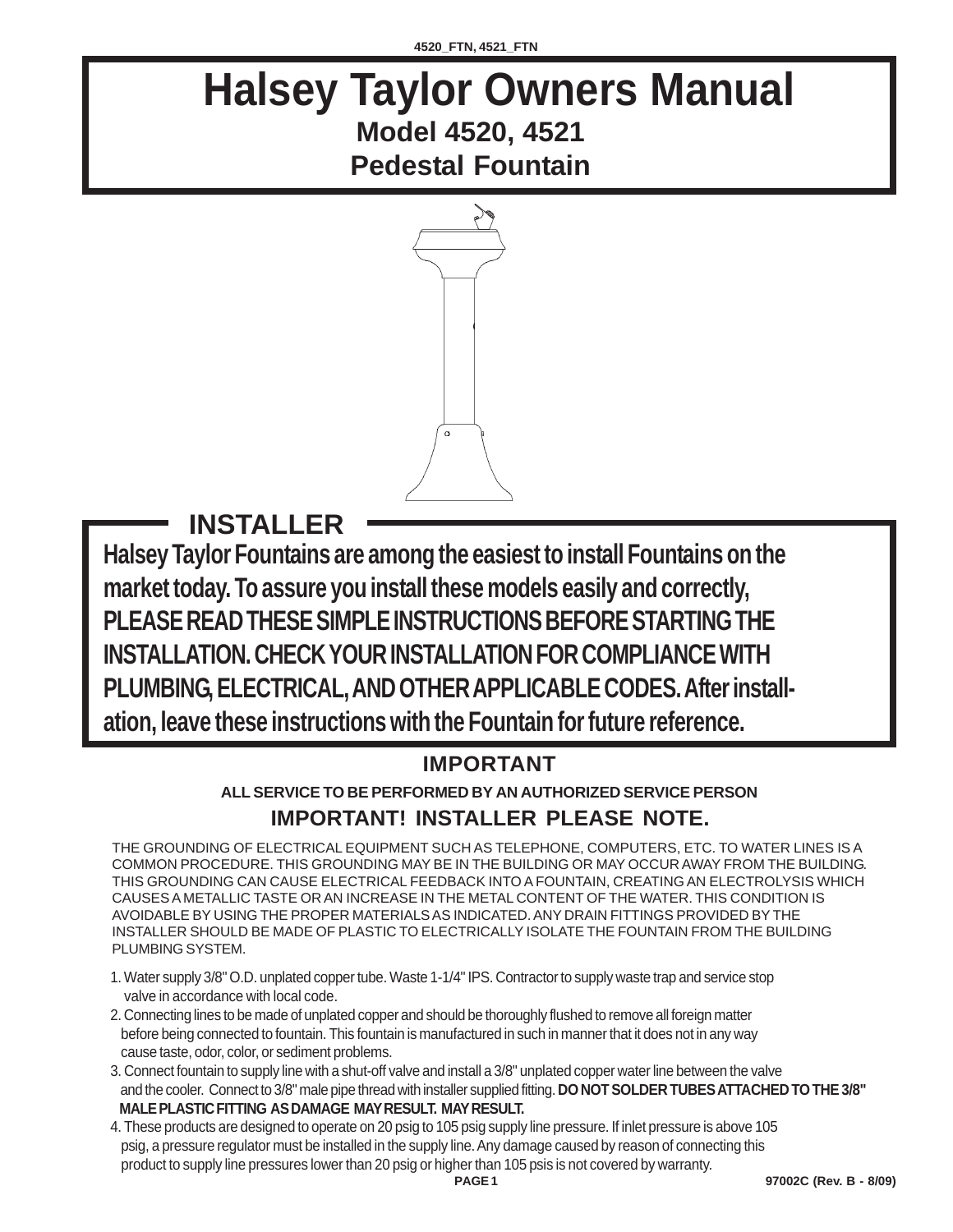# Halsey Taylor Owners Manual

## Model 4520, 4521

## Pedestal Fountain

## INSTALLER

**Halsey Taylor Fountains are among the easiest to install Fountains on the market today. To assure you install these models easily and correctly, PLEASE READ THESE SIMPLE INSTRUCTIONS BEFORE STARTING THE INSTALLATION. CHECK YOUR INSTALLATION FOR COMPLIANCE WITH PLUMBING, ELECTRICAL, AND OTHER APPLICABLE CODES. After installation, leave these instructions with the Fountain for future reference.**

### IMPORTANT

**ALL SERVICE TO BE PERFORMED BY AN AUTHORIZED SERVICE PERSON**

### IMPORTANT! INSTALLER PLEASE NOTE.

THE GROUNDING OF ELECTRICAL EQUIPMENT SUCH AS TELEPHONE, COMPUTERS, ETC. TO WATER LINES IS A COMMON PROCEDURE. THIS GROUNDING MAY BE IN THE BUILDING OR MAY OCCUR AWAY FROM THE BUILDING. THIS GROUNDING CAN CAUSE ELECTRICAL FEEDBACK INTO A FOUNTAIN, CREATING AN ELECTROLYSIS WHICH CAUSES A METALLIC TASTE OR AN INCREASE IN THE METAL CONTENT OF THE WATER. THIS CONDITION IS AVOIDABLE BY USING THE PROPER MATERIALS AS INDICATED. ANY DRAIN FITTINGS PROVIDED BY THE INSTALLER SHOULD BE MADE OF PLASTIC TO ELECTRICALLY ISOLATE THE FOUNTAIN FROM THE BUILDING PLUMBING SYSTEM.

1. Water supply 3/8" O.D. unplated copper tube. Waste 1-1/4" IPS. Contractor to supply waste trap and service stop valve in accordance with local code.
2. Connecting lines to be made of unplated copper and should be thoroughly flushed to remove all foreign matter before being connected to fountain. This fountain is manufactured in such in manner that it does not in any way cause taste, odor, color, or sediment problems.
3. Connect fountain to supply line with a shut-off valve and install a 3/8" unplated copper water line between the valve and the cooler. Connect to 3/8" male pipe thread with installer supplied fitting. **DO NOT SOLDER TUBES ATTACHED TO THE 3/8" MALE PLASTIC FITTING AS DAMAGE MAY RESULT. MAY RESULT.**
4. These products are designed to operate on 20 psig to 105 psig supply line pressure. If inlet pressure is above 105 psig, a pressure regulator must be installed in the supply line. Any damage caused by reason of connecting this product to supply line pressures lower than 20 psig or higher than 105 psis is not covered by warranty.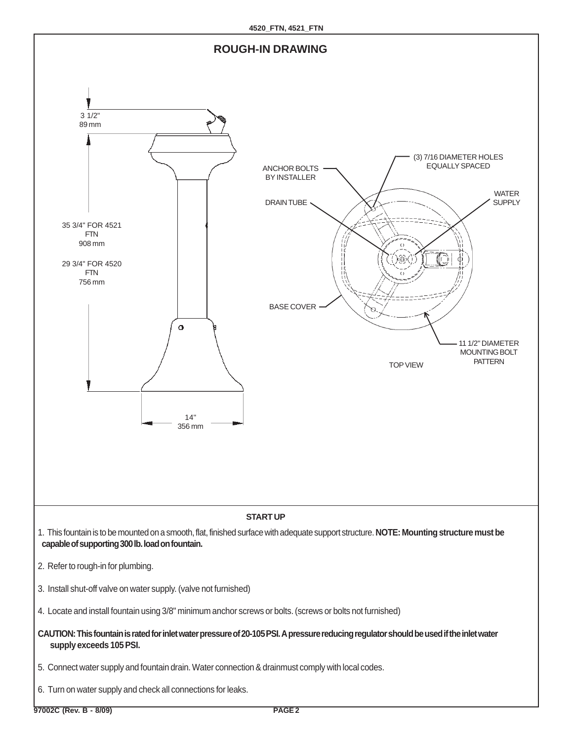## ROUGH-IN DRAWING

3 1/2"
89 mm

35 3/4" FOR 4521 FTN
908 mm

29 3/4" FOR 4520 FTN
756 mm

14"
356 mm

ANCHOR BOLTS BY INSTALLER

DRAIN TUBE

BASE COVER

(3) 7/16 DIAMETER HOLES EQUALLY SPACED

WATER SUPPLY

11 1/2" DIAMETER MOUNTING BOLT PATTERN

TOP VIEW

### START UP

1. This fountain is to be mounted on a smooth, flat, finished surface with adequate support structure. **NOTE: Mounting structure must be capable of supporting 300 lb. load on fountain.**

2. Refer to rough-in for plumbing.

3. Install shut-off valve on water supply. (valve not furnished)

4. Locate and install fountain using 3/8" minimum anchor screws or bolts. (screws or bolts not furnished)

**CAUTION: This fountain is rated for inlet water pressure of 20-105 PSI. A pressure reducing regulator should be used if the inlet water supply exceeds 105 PSI.**

5. Connect water supply and fountain drain. Water connection & drainmust comply with local codes.

6. Turn on water supply and check all connections for leaks.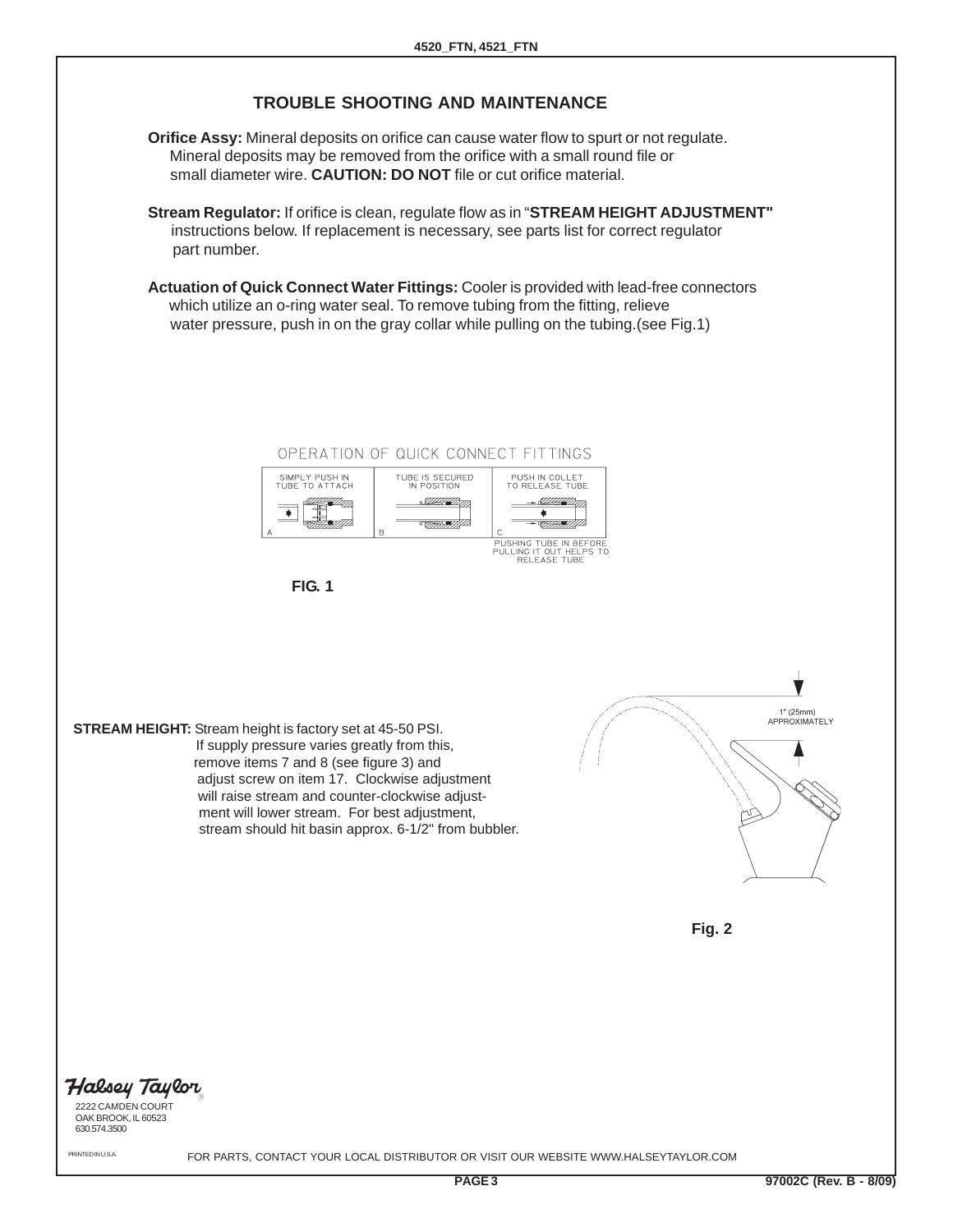## TROUBLE SHOOTING AND MAINTENANCE

**Orifice Assy:** Mineral deposits on orifice can cause water flow to spurt or not regulate. Mineral deposits may be removed from the orifice with a small round file or small diameter wire. **CAUTION: DO NOT** file or cut orifice material.

**Stream Regulator:** If orifice is clean, regulate flow as in "**STREAM HEIGHT ADJUSTMENT"** instructions below. If replacement is necessary, see parts list for correct regulator part number.

**Actuation of Quick Connect Water Fittings:** Cooler is provided with lead-free connectors which utilize an o-ring water seal. To remove tubing from the fitting, relieve water pressure, push in on the gray collar while pulling on the tubing.(see Fig.1)

OPERATION OF QUICK CONNECT FITTINGS

A — SIMPLY PUSH IN TUBE TO ATTACH

B — TUBE IS SECURED IN POSITION

C — PUSH IN COLLET TO RELEASE TUBE

PUSHING TUBE IN BEFORE PULLING IT OUT HELPS TO RELEASE TUBE

**FIG. 1**

**STREAM HEIGHT:** Stream height is factory set at 45-50 PSI. If supply pressure varies greatly from this, remove items 7 and 8 (see figure 3) and adjust screw on item 17. Clockwise adjustment will raise stream and counter-clockwise adjustment will lower stream. For best adjustment, stream should hit basin approx. 6-1/2" from bubbler.

1" (25mm) APPROXIMATELY

**Fig. 2**

*Halsey Taylor*
2222 CAMDEN COURT
OAK BROOK, IL 60523
630.574.3500

PRINTED IN U.S.A.

FOR PARTS, CONTACT YOUR LOCAL DISTRIBUTOR OR VISIT OUR WEBSITE WWW.HALSEYTAYLOR.COM

97002C (Rev. B - 8/09)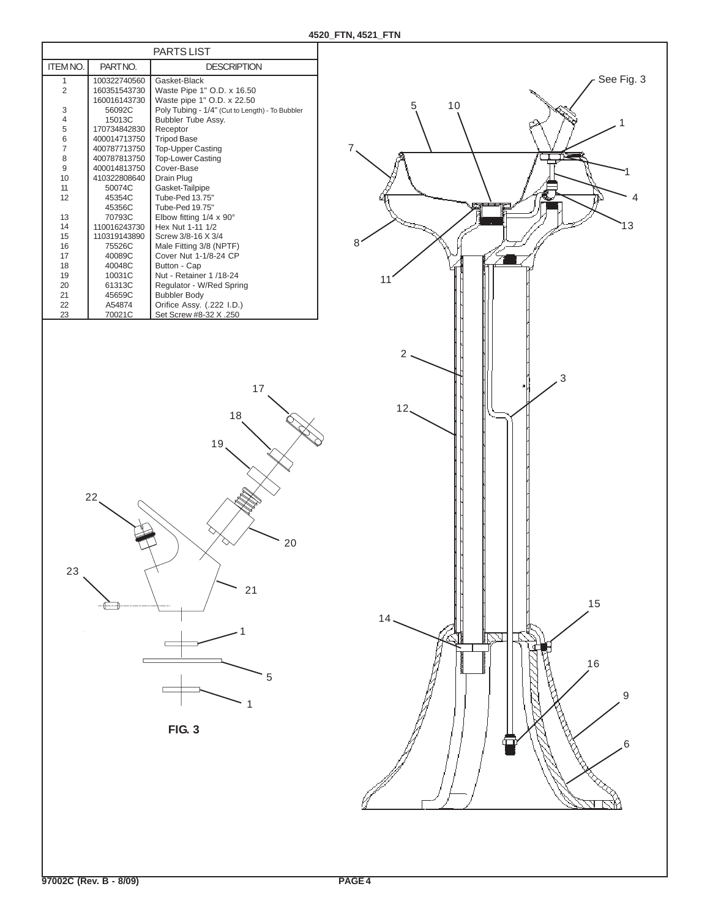## PARTS LIST

| ITEM NO. | PART NO. | DESCRIPTION |
|---|---|---|
| 1 | 100322740560 | Gasket-Black |
| 2 | 160351543730 | Waste Pipe 1" O.D. x 16.50 |
| | 160016143730 | Waste pipe 1" O.D. x 22.50 |
| 3 | 56092C | Poly Tubing - 1/4" (Cut to Length) - To Bubbler |
| 4 | 15013C | Bubbler Tube Assy. |
| 5 | 170734842830 | Receptor |
| 6 | 400014713750 | Tripod Base |
| 7 | 400787713750 | Top-Upper Casting |
| 8 | 400787813750 | Top-Lower Casting |
| 9 | 400014813750 | Cover-Base |
| 10 | 410322808640 | Drain Plug |
| 11 | 50074C | Gasket-Tailpipe |
| 12 | 45354C | Tube-Ped 13.75" |
| | 45356C | Tube-Ped 19.75" |
| 13 | 70793C | Elbow fitting 1/4 x 90° |
| 14 | 110016243730 | Hex Nut 1-11 1/2 |
| 15 | 110319143890 | Screw 3/8-16 X 3/4 |
| 16 | 75526C | Male Fitting 3/8 (NPTF) |
| 17 | 40089C | Cover Nut 1-1/8-24 CP |
| 18 | 40048C | Button - Cap |
| 19 | 10031C | Nut - Retainer 1 /18-24 |
| 20 | 61313C | Regulator - W/Red Spring |
| 21 | 45659C | Bubbler Body |
| 22 | A54874 | Orifice Assy. (.222 I.D.) |
| 23 | 70021C | Set Screw #8-32 X .250 |

See Fig. 3

5 10 7 1 1 4 13 8 11 2 3 12 14 15 16 9 6

17 18 19 22 20 23 21 1 5 1

**FIG. 3**